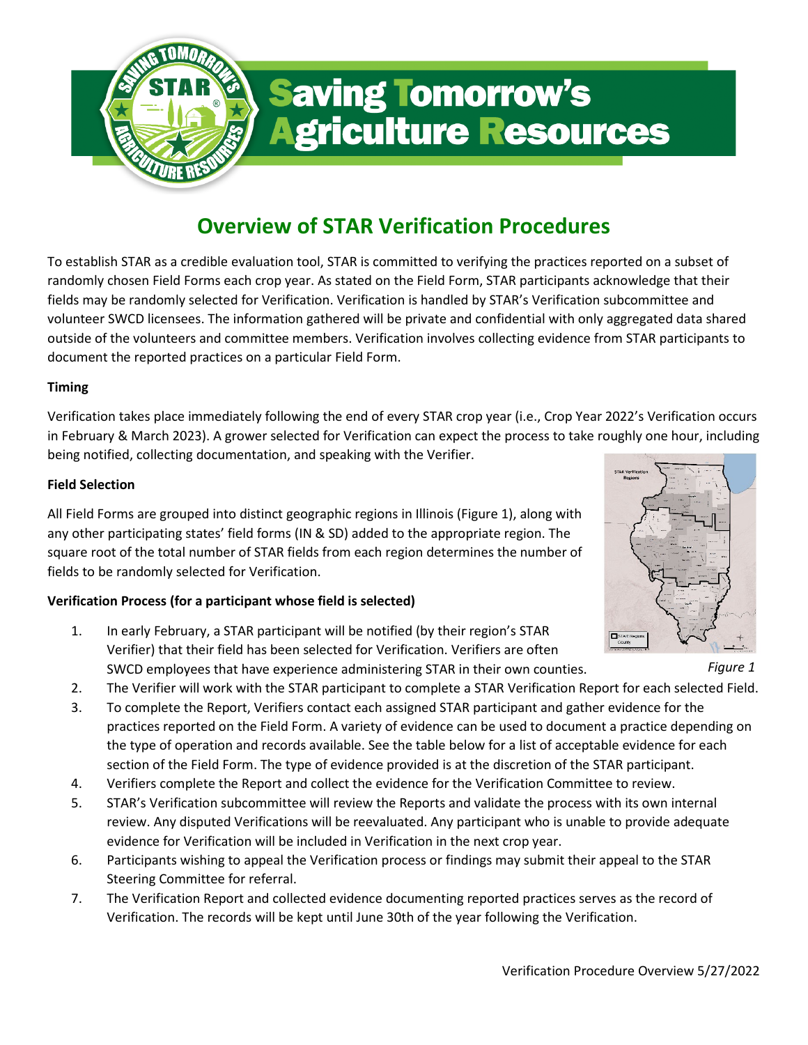# Saving Tomorrow's Agriculture Resources

## Overview of STAR Verification Procedures

To establish STAR as a credible evaluation tool, STAR is committed to verifying the practices reported on a subset of randomly chosen Field Forms each crop year. As stated on the Field Form, STAR participants acknowledge that their fields may be randomly selected for Verification. Verification is handled by STAR's Verification subcommittee and volunteer SWCD licensees. The information gathered will be private and confidential with only aggregated data shared outside of the volunteers and committee members. Verification involves collecting evidence from STAR participants to document the reported practices on a particular Field Form.

**Timing**

Verification takes place immediately following the end of every STAR crop year (i.e., Crop Year 2022's Verification occurs in February & March 2023). A grower selected for Verification can expect the process to take roughly one hour, including being notified, collecting documentation, and speaking with the Verifier.

**Field Selection**

All Field Forms are grouped into distinct geographic regions in Illinois (Figure 1), along with any other participating states' field forms (IN & SD) added to the appropriate region. The square root of the total number of STAR fields from each region determines the number of fields to be randomly selected for Verification.

*Figure 1*

**Verification Process (for a participant whose field is selected)**

1. In early February, a STAR participant will be notified (by their region's STAR Verifier) that their field has been selected for Verification. Verifiers are often SWCD employees that have experience administering STAR in their own counties.
2. The Verifier will work with the STAR participant to complete a STAR Verification Report for each selected Field.
3. To complete the Report, Verifiers contact each assigned STAR participant and gather evidence for the practices reported on the Field Form. A variety of evidence can be used to document a practice depending on the type of operation and records available. See the table below for a list of acceptable evidence for each section of the Field Form. The type of evidence provided is at the discretion of the STAR participant.
4. Verifiers complete the Report and collect the evidence for the Verification Committee to review.
5. STAR's Verification subcommittee will review the Reports and validate the process with its own internal review. Any disputed Verifications will be reevaluated. Any participant who is unable to provide adequate evidence for Verification will be included in Verification in the next crop year.
6. Participants wishing to appeal the Verification process or findings may submit their appeal to the STAR Steering Committee for referral.
7. The Verification Report and collected evidence documenting reported practices serves as the record of Verification. The records will be kept until June 30th of the year following the Verification.

Verification Procedure Overview 5/27/2022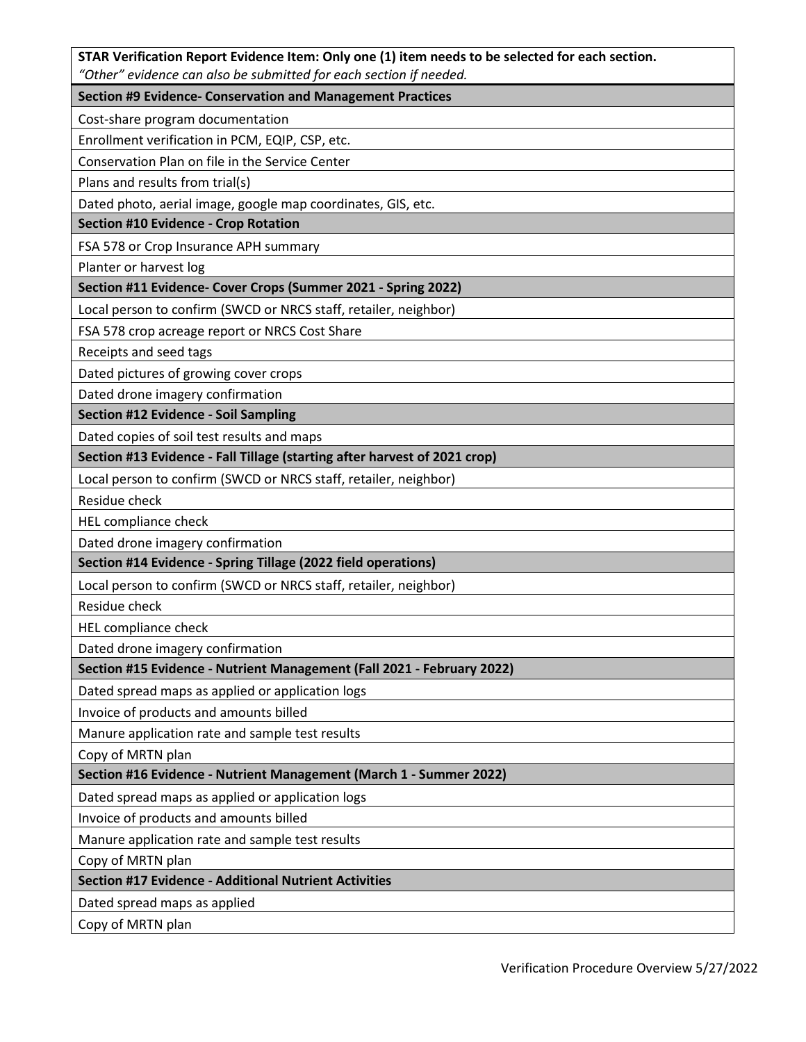| **STAR Verification Report Evidence Item: Only one (1) item needs to be selected for each section.** *"Other" evidence can also be submitted for each section if needed.* |
| --- |
| **Section #9 Evidence- Conservation and Management Practices** |
| Cost-share program documentation |
| Enrollment verification in PCM, EQIP, CSP, etc. |
| Conservation Plan on file in the Service Center |
| Plans and results from trial(s) |
| Dated photo, aerial image, google map coordinates, GIS, etc. |
| **Section #10 Evidence - Crop Rotation** |
| FSA 578 or Crop Insurance APH summary |
| Planter or harvest log |
| **Section #11 Evidence- Cover Crops (Summer 2021 - Spring 2022)** |
| Local person to confirm (SWCD or NRCS staff, retailer, neighbor) |
| FSA 578 crop acreage report or NRCS Cost Share |
| Receipts and seed tags |
| Dated pictures of growing cover crops |
| Dated drone imagery confirmation |
| **Section #12 Evidence - Soil Sampling** |
| Dated copies of soil test results and maps |
| **Section #13 Evidence - Fall Tillage (starting after harvest of 2021 crop)** |
| Local person to confirm (SWCD or NRCS staff, retailer, neighbor) |
| Residue check |
| HEL compliance check |
| Dated drone imagery confirmation |
| **Section #14 Evidence - Spring Tillage (2022 field operations)** |
| Local person to confirm (SWCD or NRCS staff, retailer, neighbor) |
| Residue check |
| HEL compliance check |
| Dated drone imagery confirmation |
| **Section #15 Evidence - Nutrient Management (Fall 2021 - February 2022)** |
| Dated spread maps as applied or application logs |
| Invoice of products and amounts billed |
| Manure application rate and sample test results |
| Copy of MRTN plan |
| **Section #16 Evidence - Nutrient Management (March 1 - Summer 2022)** |
| Dated spread maps as applied or application logs |
| Invoice of products and amounts billed |
| Manure application rate and sample test results |
| Copy of MRTN plan |
| **Section #17 Evidence - Additional Nutrient Activities** |
| Dated spread maps as applied |
| Copy of MRTN plan |

Verification Procedure Overview 5/27/2022